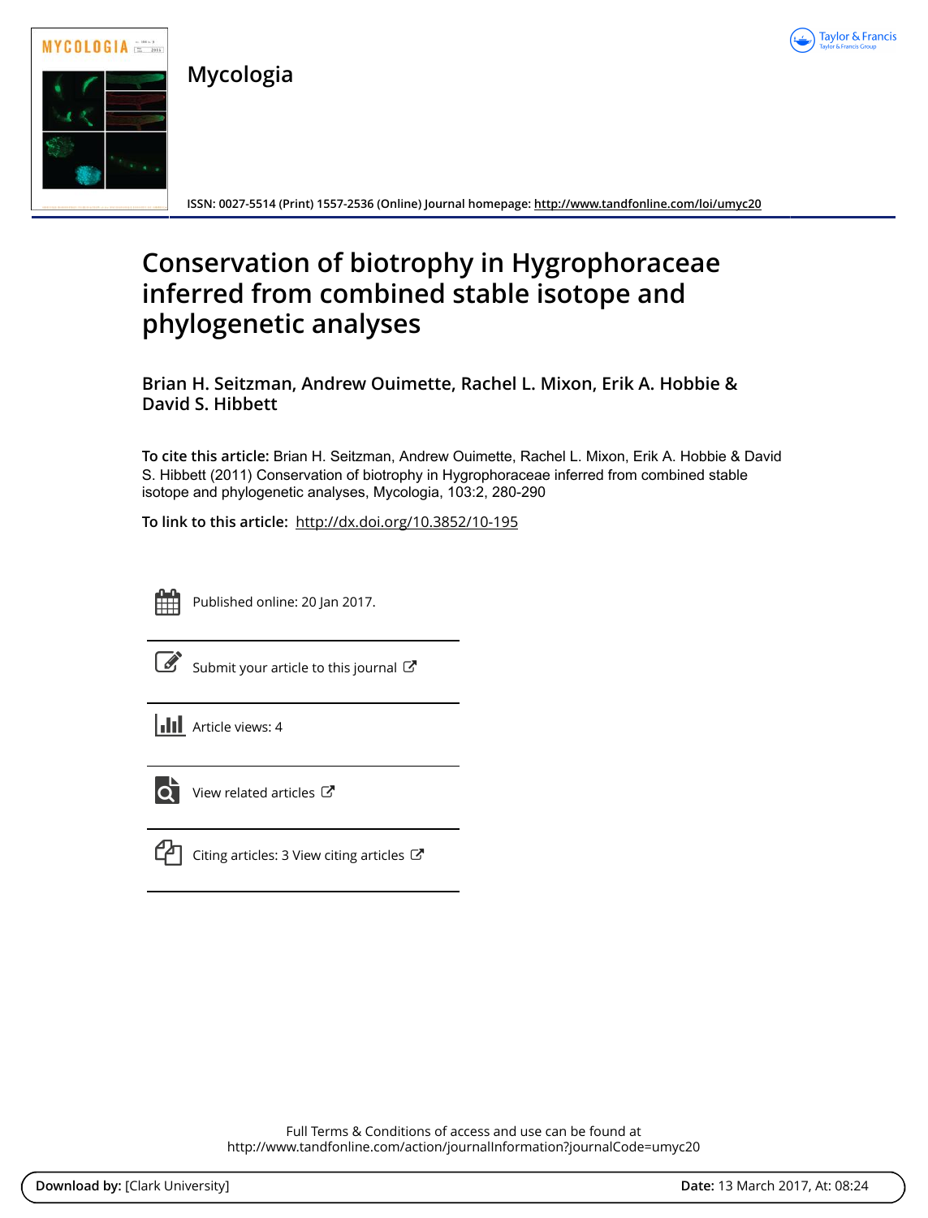# Mycologia

ISSN: 0027-5514 (Print) 1557-2536 (Online) Journal homepage: http://www.tandfonline.com/loi/umyc20

# Conservation of biotrophy in Hygrophoraceae inferred from combined stable isotope and phylogenetic analyses

**Brian H. Seitzman, Andrew Ouimette, Rachel L. Mixon, Erik A. Hobbie & David S. Hibbett**

**To cite this article:** Brian H. Seitzman, Andrew Ouimette, Rachel L. Mixon, Erik A. Hobbie & David S. Hibbett (2011) Conservation of biotrophy in Hygrophoraceae inferred from combined stable isotope and phylogenetic analyses, Mycologia, 103:2, 280-290

**To link to this article:** http://dx.doi.org/10.3852/10-195

Published online: 20 Jan 2017.

Submit your article to this journal

Article views: 4

View related articles

Citing articles: 3 View citing articles

Full Terms & Conditions of access and use can be found at
http://www.tandfonline.com/action/journalInformation?journalCode=umyc20

**Download by:** [Clark University] **Date:** 13 March 2017, At: 08:24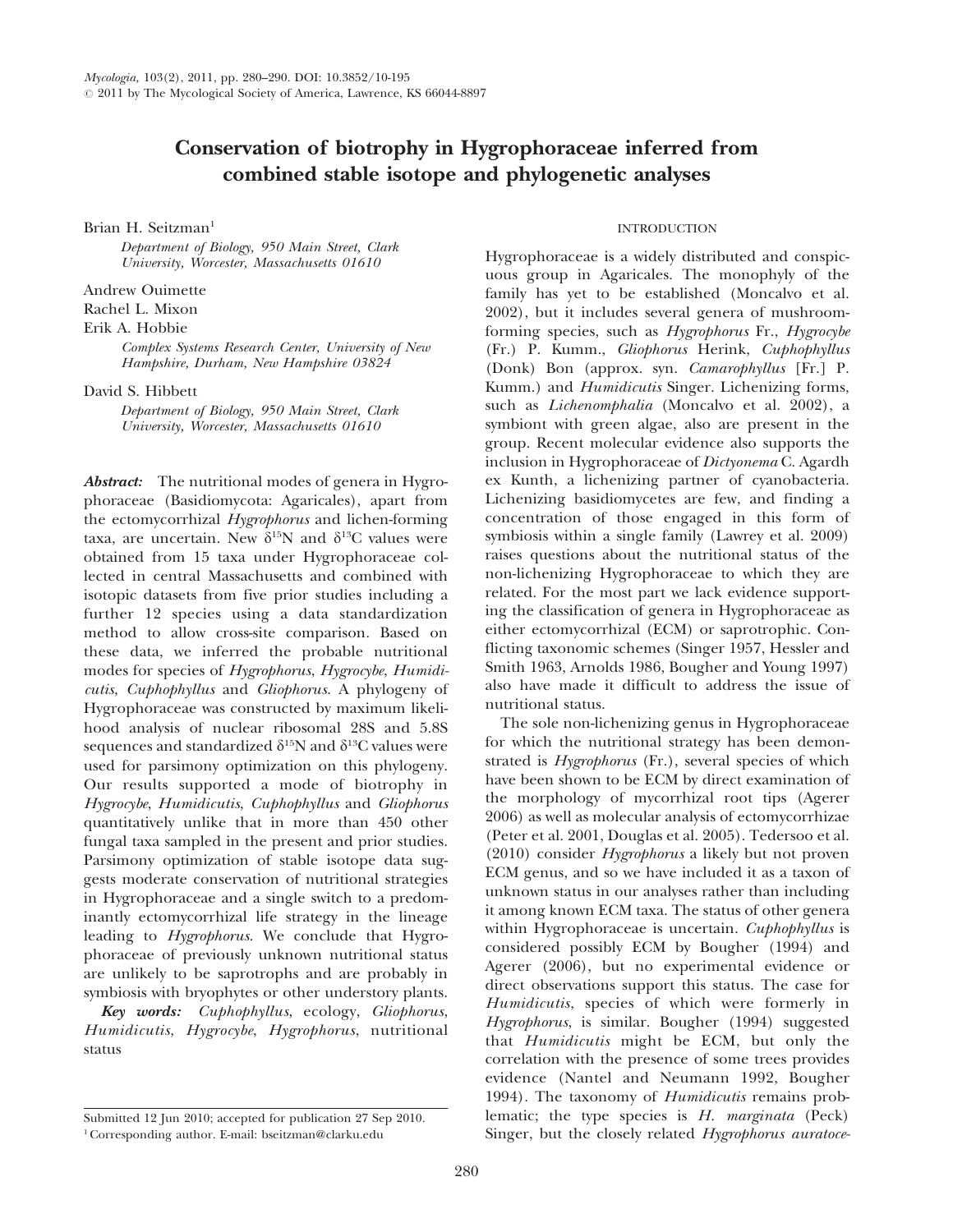Mycologia, 103(2), 2011, pp. 280–290. DOI: 10.3852/10-195
© 2011 by The Mycological Society of America, Lawrence, KS 66044-8897

# Conservation of biotrophy in Hygrophoraceae inferred from combined stable isotope and phylogenetic analyses

Brian H. Seitzman[1]

*Department of Biology, 950 Main Street, Clark University, Worcester, Massachusetts 01610*

Andrew Ouimette
Rachel L. Mixon
Erik A. Hobbie

*Complex Systems Research Center, University of New Hampshire, Durham, New Hampshire 03824*

David S. Hibbett

*Department of Biology, 950 Main Street, Clark University, Worcester, Massachusetts 01610*

***Abstract:*** The nutritional modes of genera in Hygrophoraceae (Basidiomycota: Agaricales), apart from the ectomycorrhizal *Hygrophorus* and lichen-forming taxa, are uncertain. New $\delta^{15}N$ and $\delta^{13}C$ values were obtained from 15 taxa under Hygrophoraceae collected in central Massachusetts and combined with isotopic datasets from five prior studies including a further 12 species using a data standardization method to allow cross-site comparison. Based on these data, we inferred the probable nutritional modes for species of *Hygrophorus*, *Hygrocybe*, *Humidicutis*, *Cuphophyllus* and *Gliophorus*. A phylogeny of Hygrophoraceae was constructed by maximum likelihood analysis of nuclear ribosomal 28S and 5.8S sequences and standardized $\delta^{15}N$ and $\delta^{13}C$ values were used for parsimony optimization on this phylogeny. Our results supported a mode of biotrophy in *Hygrocybe*, *Humidicutis*, *Cuphophyllus* and *Gliophorus* quantitatively unlike that in more than 450 other fungal taxa sampled in the present and prior studies. Parsimony optimization of stable isotope data suggests moderate conservation of nutritional strategies in Hygrophoraceae and a single switch to a predominantly ectomycorrhizal life strategy in the lineage leading to *Hygrophorus*. We conclude that Hygrophoraceae of previously unknown nutritional status are unlikely to be saprotrophs and are probably in symbiosis with bryophytes or other understory plants.

***Key words:*** *Cuphophyllus*, ecology, *Gliophorus*, *Humidicutis*, *Hygrocybe*, *Hygrophorus*, nutritional status

Submitted 12 Jun 2010; accepted for publication 27 Sep 2010.

[1] Corresponding author. E-mail: bseitzman@clarku.edu

## INTRODUCTION

Hygrophoraceae is a widely distributed and conspicuous group in Agaricales. The monophyly of the family has yet to be established (Moncalvo et al. 2002), but it includes several genera of mushroom-forming species, such as *Hygrophorus* Fr., *Hygrocybe* (Fr.) P. Kumm., *Gliophorus* Herink, *Cuphophyllus* (Donk) Bon (approx. syn. *Camarophyllus* [Fr.] P. Kumm.) and *Humidicutis* Singer. Lichenizing forms, such as *Lichenomphalia* (Moncalvo et al. 2002), a symbiont with green algae, also are present in the group. Recent molecular evidence also supports the inclusion in Hygrophoraceae of *Dictyonema* C. Agardh ex Kunth, a lichenizing partner of cyanobacteria. Lichenizing basidiomycetes are few, and finding a concentration of those engaged in this form of symbiosis within a single family (Lawrey et al. 2009) raises questions about the nutritional status of the non-lichenizing Hygrophoraceae to which they are related. For the most part we lack evidence supporting the classification of genera in Hygrophoraceae as either ectomycorrhizal (ECM) or saprotrophic. Conflicting taxonomic schemes (Singer 1957, Hessler and Smith 1963, Arnolds 1986, Bougher and Young 1997) also have made it difficult to address the issue of nutritional status.

The sole non-lichenizing genus in Hygrophoraceae for which the nutritional strategy has been demonstrated is *Hygrophorus* (Fr.), several species of which have been shown to be ECM by direct examination of the morphology of mycorrhizal root tips (Agerer 2006) as well as molecular analysis of ectomycorrhizae (Peter et al. 2001, Douglas et al. 2005). Tedersoo et al. (2010) consider *Hygrophorus* a likely but not proven ECM genus, and so we have included it as a taxon of unknown status in our analyses rather than including it among known ECM taxa. The status of other genera within Hygrophoraceae is uncertain. *Cuphophyllus* is considered possibly ECM by Bougher (1994) and Agerer (2006), but no experimental evidence or direct observations support this status. The case for *Humidicutis*, species of which were formerly in *Hygrophorus*, is similar. Bougher (1994) suggested that *Humidicutis* might be ECM, but only the correlation with the presence of some trees provides evidence (Nantel and Neumann 1992, Bougher 1994). The taxonomy of *Humidicutis* remains problematic; the type species is *H. marginata* (Peck) Singer, but the closely related *Hygrophorus auratoce-*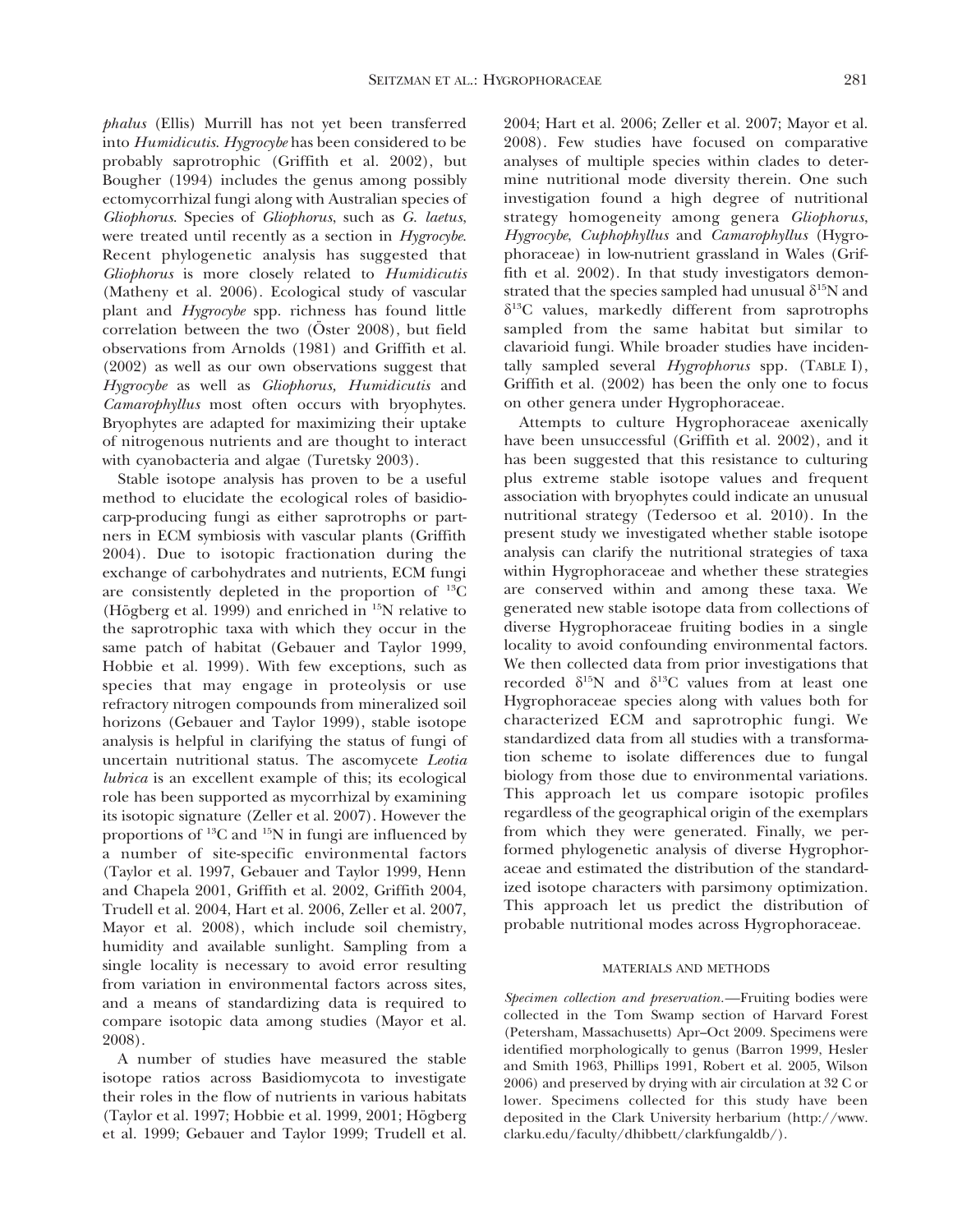*phalus* (Ellis) Murrill has not yet been transferred into *Humidicutis*. *Hygrocybe* has been considered to be probably saprotrophic (Griffith et al. 2002), but Bougher (1994) includes the genus among possibly ectomycorrhizal fungi along with Australian species of *Gliophorus*. Species of *Gliophorus*, such as *G. laetus*, were treated until recently as a section in *Hygrocybe*. Recent phylogenetic analysis has suggested that *Gliophorus* is more closely related to *Humidicutis* (Matheny et al. 2006). Ecological study of vascular plant and *Hygrocybe* spp. richness has found little correlation between the two (Öster 2008), but field observations from Arnolds (1981) and Griffith et al. (2002) as well as our own observations suggest that *Hygrocybe* as well as *Gliophorus, Humidicutis* and *Camarophyllus* most often occurs with bryophytes. Bryophytes are adapted for maximizing their uptake of nitrogenous nutrients and are thought to interact with cyanobacteria and algae (Turetsky 2003).

Stable isotope analysis has proven to be a useful method to elucidate the ecological roles of basidiocarp-producing fungi as either saprotrophs or partners in ECM symbiosis with vascular plants (Griffith 2004). Due to isotopic fractionation during the exchange of carbohydrates and nutrients, ECM fungi are consistently depleted in the proportion of $^{13}C$ (Högberg et al. 1999) and enriched in $^{15}N$ relative to the saprotrophic taxa with which they occur in the same patch of habitat (Gebauer and Taylor 1999, Hobbie et al. 1999). With few exceptions, such as species that may engage in proteolysis or use refractory nitrogen compounds from mineralized soil horizons (Gebauer and Taylor 1999), stable isotope analysis is helpful in clarifying the status of fungi of uncertain nutritional status. The ascomycete *Leotia lubrica* is an excellent example of this; its ecological role has been supported as mycorrhizal by examining its isotopic signature (Zeller et al. 2007). However the proportions of $^{13}C$ and $^{15}N$ in fungi are influenced by a number of site-specific environmental factors (Taylor et al. 1997, Gebauer and Taylor 1999, Henn and Chapela 2001, Griffith et al. 2002, Griffith 2004, Trudell et al. 2004, Hart et al. 2006, Zeller et al. 2007, Mayor et al. 2008), which include soil chemistry, humidity and available sunlight. Sampling from a single locality is necessary to avoid error resulting from variation in environmental factors across sites, and a means of standardizing data is required to compare isotopic data among studies (Mayor et al. 2008).

A number of studies have measured the stable isotope ratios across Basidiomycota to investigate their roles in the flow of nutrients in various habitats (Taylor et al. 1997; Hobbie et al. 1999, 2001; Högberg et al. 1999; Gebauer and Taylor 1999; Trudell et al. 2004; Hart et al. 2006; Zeller et al. 2007; Mayor et al. 2008). Few studies have focused on comparative analyses of multiple species within clades to determine nutritional mode diversity therein. One such investigation found a high degree of nutritional strategy homogeneity among genera *Gliophorus*, *Hygrocybe*, *Cuphophyllus* and *Camarophyllus* (Hygrophoraceae) in low-nutrient grassland in Wales (Griffith et al. 2002). In that study investigators demonstrated that the species sampled had unusual $\delta^{15}N$ and $\delta^{13}C$ values, markedly different from saprotrophs sampled from the same habitat but similar to clavarioid fungi. While broader studies have incidentally sampled several *Hygrophorus* spp. (TABLE I), Griffith et al. (2002) has been the only one to focus on other genera under Hygrophoraceae.

Attempts to culture Hygrophoraceae axenically have been unsuccessful (Griffith et al. 2002), and it has been suggested that this resistance to culturing plus extreme stable isotope values and frequent association with bryophytes could indicate an unusual nutritional strategy (Tedersoo et al. 2010). In the present study we investigated whether stable isotope analysis can clarify the nutritional strategies of taxa within Hygrophoraceae and whether these strategies are conserved within and among these taxa. We generated new stable isotope data from collections of diverse Hygrophoraceae fruiting bodies in a single locality to avoid confounding environmental factors. We then collected data from prior investigations that recorded $\delta^{15}N$ and $\delta^{13}C$ values from at least one Hygrophoraceae species along with values both for characterized ECM and saprotrophic fungi. We standardized data from all studies with a transformation scheme to isolate differences due to fungal biology from those due to environmental variations. This approach let us compare isotopic profiles regardless of the geographical origin of the exemplars from which they were generated. Finally, we performed phylogenetic analysis of diverse Hygrophoraceae and estimated the distribution of the standardized isotope characters with parsimony optimization. This approach let us predict the distribution of probable nutritional modes across Hygrophoraceae.

## MATERIALS AND METHODS

*Specimen collection and preservation.*—Fruiting bodies were collected in the Tom Swamp section of Harvard Forest (Petersham, Massachusetts) Apr–Oct 2009. Specimens were identified morphologically to genus (Barron 1999, Hesler and Smith 1963, Phillips 1991, Robert et al. 2005, Wilson 2006) and preserved by drying with air circulation at 32 C or lower. Specimens collected for this study have been deposited in the Clark University herbarium (http://www.clarku.edu/faculty/dhibbett/clarkfungaldb/).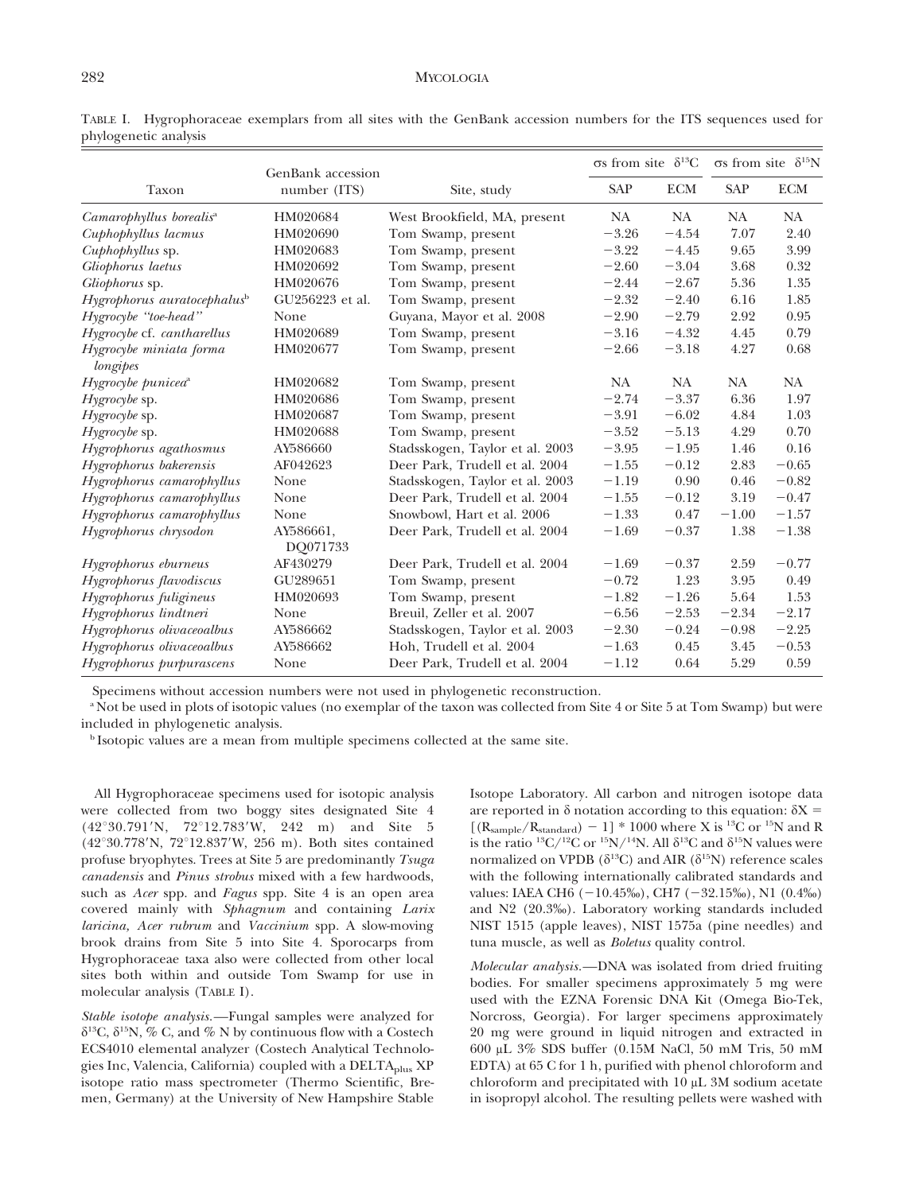TABLE I. Hygrophoraceae exemplars from all sites with the GenBank accession numbers for the ITS sequences used for phylogenetic analysis

| Taxon | GenBank accession number (ITS) | Site, study | σs from site $\delta^{13}C$ SAP | σs from site $\delta^{13}C$ ECM | σs from site $\delta^{15}N$ SAP | σs from site $\delta^{15}N$ ECM |
|---|---|---|---|---|---|---|
| *Camarophyllus borealis*[a] | HM020684 | West Brookfield, MA, present | NA | NA | NA | NA |
| *Cuphophyllus lacmus* | HM020690 | Tom Swamp, present | −3.26 | −4.54 | 7.07 | 2.40 |
| *Cuphophyllus* sp. | HM020683 | Tom Swamp, present | −3.22 | −4.45 | 9.65 | 3.99 |
| *Gliophorus laetus* | HM020692 | Tom Swamp, present | −2.60 | −3.04 | 3.68 | 0.32 |
| *Gliophorus* sp. | HM020676 | Tom Swamp, present | −2.44 | −2.67 | 5.36 | 1.35 |
| *Hygrophorus auratocephalus*[b] | GU256223 et al. | Tom Swamp, present | −2.32 | −2.40 | 6.16 | 1.85 |
| *Hygrocybe "toe-head"* | None | Guyana, Mayor et al. 2008 | −2.90 | −2.79 | 2.92 | 0.95 |
| *Hygrocybe* cf. *cantharellus* | HM020689 | Tom Swamp, present | −3.16 | −4.32 | 4.45 | 0.79 |
| *Hygrocybe miniata forma longipes* | HM020677 | Tom Swamp, present | −2.66 | −3.18 | 4.27 | 0.68 |
| *Hygrocybe punicea*[a] | HM020682 | Tom Swamp, present | NA | NA | NA | NA |
| *Hygrocybe* sp. | HM020686 | Tom Swamp, present | −2.74 | −3.37 | 6.36 | 1.97 |
| *Hygrocybe* sp. | HM020687 | Tom Swamp, present | −3.91 | −6.02 | 4.84 | 1.03 |
| *Hygrocybe* sp. | HM020688 | Tom Swamp, present | −3.52 | −5.13 | 4.29 | 0.70 |
| *Hygrophorus agathosmus* | AY586660 | Stadsskogen, Taylor et al. 2003 | −3.95 | −1.95 | 1.46 | 0.16 |
| *Hygrophorus bakerensis* | AF042623 | Deer Park, Trudell et al. 2004 | −1.55 | −0.12 | 2.83 | −0.65 |
| *Hygrophorus camarophyllus* | None | Stadsskogen, Taylor et al. 2003 | −1.19 | 0.90 | 0.46 | −0.82 |
| *Hygrophorus camarophyllus* | None | Deer Park, Trudell et al. 2004 | −1.55 | −0.12 | 3.19 | −0.47 |
| *Hygrophorus camarophyllus* | None | Snowbowl, Hart et al. 2006 | −1.33 | 0.47 | −1.00 | −1.57 |
| *Hygrophorus chrysodon* | AY586661, DQ071733 | Deer Park, Trudell et al. 2004 | −1.69 | −0.37 | 1.38 | −1.38 |
| *Hygrophorus eburneus* | AF430279 | Deer Park, Trudell et al. 2004 | −1.69 | −0.37 | 2.59 | −0.77 |
| *Hygrophorus flavodiscus* | GU289651 | Tom Swamp, present | −0.72 | 1.23 | 3.95 | 0.49 |
| *Hygrophorus fuligineus* | HM020693 | Tom Swamp, present | −1.82 | −1.26 | 5.64 | 1.53 |
| *Hygrophorus lindtneri* | None | Breuil, Zeller et al. 2007 | −6.56 | −2.53 | −2.34 | −2.17 |
| *Hygrophorus olivaceoalbus* | AY586662 | Stadsskogen, Taylor et al. 2003 | −2.30 | −0.24 | −0.98 | −2.25 |
| *Hygrophorus olivaceoalbus* | AY586662 | Hoh, Trudell et al. 2004 | −1.63 | 0.45 | 3.45 | −0.53 |
| *Hygrophorus purpurascens* | None | Deer Park, Trudell et al. 2004 | −1.12 | 0.64 | 5.29 | 0.59 |

Specimens without accession numbers were not used in phylogenetic reconstruction.

[a] Not be used in plots of isotopic values (no exemplar of the taxon was collected from Site 4 or Site 5 at Tom Swamp) but were included in phylogenetic analysis.

[b] Isotopic values are a mean from multiple specimens collected at the same site.

All Hygrophoraceae specimens used for isotopic analysis were collected from two boggy sites designated Site 4 (42°30.791′N, 72°12.783′W, 242 m) and Site 5 (42°30.778′N, 72°12.837′W, 256 m). Both sites contained profuse bryophytes. Trees at Site 5 are predominantly *Tsuga canadensis* and *Pinus strobus* mixed with a few hardwoods, such as *Acer* spp. and *Fagus* spp. Site 4 is an open area covered mainly with *Sphagnum* and containing *Larix laricina*, *Acer rubrum* and *Vaccinium* spp. A slow-moving brook drains from Site 5 into Site 4. Sporocarps from Hygrophoraceae taxa also were collected from other local sites both within and outside Tom Swamp for use in molecular analysis (TABLE I).

*Stable isotope analysis.*—Fungal samples were analyzed for $\delta^{13}C$, $\delta^{15}N$, % C, and % N by continuous flow with a Costech ECS4010 elemental analyzer (Costech Analytical Technologies Inc, Valencia, California) coupled with a $DELTA_{plus}$ XP isotope ratio mass spectrometer (Thermo Scientific, Bremen, Germany) at the University of New Hampshire Stable Isotope Laboratory. All carbon and nitrogen isotope data are reported in δ notation according to this equation: $\delta X = [(R_{sample}/R_{standard}) - 1] * 1000$ where X is $^{13}C$ or $^{15}N$ and R is the ratio $^{13}C/^{12}C$ or $^{15}N/^{14}N$. All $\delta^{13}C$ and $\delta^{15}N$ values were normalized on VPDB ($\delta^{13}C$) and AIR ($\delta^{15}N$) reference scales with the following internationally calibrated standards and values: IAEA CH6 (−10.45‰), CH7 (−32.15‰), N1 (0.4‰) and N2 (20.3‰). Laboratory working standards included NIST 1515 (apple leaves), NIST 1575a (pine needles) and tuna muscle, as well as *Boletus* quality control.

*Molecular analysis.*—DNA was isolated from dried fruiting bodies. For smaller specimens approximately 5 mg were used with the EZNA Forensic DNA Kit (Omega Bio-Tek, Norcross, Georgia). For larger specimens approximately 20 mg were ground in liquid nitrogen and extracted in 600 μL 3% SDS buffer (0.15M NaCl, 50 mM Tris, 50 mM EDTA) at 65 C for 1 h, purified with phenol chloroform and chloroform and precipitated with 10 μL 3M sodium acetate in isopropyl alcohol. The resulting pellets were washed with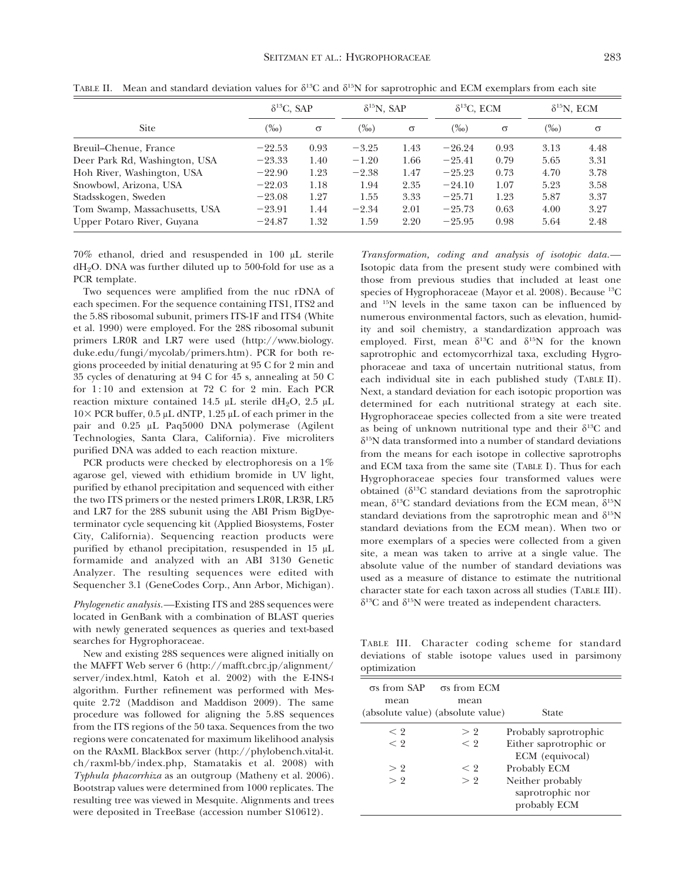TABLE II. Mean and standard deviation values for $\delta^{13}C$ and $\delta^{15}N$ for saprotrophic and ECM exemplars from each site

| Site | $\delta^{13}C$, SAP | | $\delta^{15}N$, SAP | | $\delta^{13}C$, ECM | | $\delta^{15}N$, ECM | |
|---|---|---|---|---|---|---|---|---|
| | (‰) | σ | (‰) | σ | (‰) | σ | (‰) | σ |
| Breuil–Chenue, France | −22.53 | 0.93 | −3.25 | 1.43 | −26.24 | 0.93 | 3.13 | 4.48 |
| Deer Park Rd, Washington, USA | −23.33 | 1.40 | −1.20 | 1.66 | −25.41 | 0.79 | 5.65 | 3.31 |
| Hoh River, Washington, USA | −22.90 | 1.23 | −2.38 | 1.47 | −25.23 | 0.73 | 4.70 | 3.78 |
| Snowbowl, Arizona, USA | −22.03 | 1.18 | 1.94 | 2.35 | −24.10 | 1.07 | 5.23 | 3.58 |
| Stadsskogen, Sweden | −23.08 | 1.27 | 1.55 | 3.33 | −25.71 | 1.23 | 5.87 | 3.37 |
| Tom Swamp, Massachusetts, USA | −23.91 | 1.44 | −2.34 | 2.01 | −25.73 | 0.63 | 4.00 | 3.27 |
| Upper Potaro River, Guyana | −24.87 | 1.32 | 1.59 | 2.20 | −25.95 | 0.98 | 5.64 | 2.48 |

70% ethanol, dried and resuspended in 100 μL sterile $dH_2O$. DNA was further diluted up to 500-fold for use as a PCR template.

Two sequences were amplified from the nuc rDNA of each specimen. For the sequence containing ITS1, ITS2 and the 5.8S ribosomal subunit, primers ITS-1F and ITS4 (White et al. 1990) were employed. For the 28S ribosomal subunit primers LR0R and LR7 were used (http://www.biology.duke.edu/fungi/mycolab/primers.htm). PCR for both regions proceeded by initial denaturing at 95 C for 2 min and 35 cycles of denaturing at 94 C for 45 s, annealing at 50 C for 1 : 10 and extension at 72 C for 2 min. Each PCR reaction mixture contained 14.5 μL sterile $dH_2O$, 2.5 μL 10× PCR buffer, 0.5 μL dNTP, 1.25 μL of each primer in the pair and 0.25 μL Paq5000 DNA polymerase (Agilent Technologies, Santa Clara, California). Five microliters purified DNA was added to each reaction mixture.

PCR products were checked by electrophoresis on a 1% agarose gel, viewed with ethidium bromide in UV light, purified by ethanol precipitation and sequenced with either the two ITS primers or the nested primers LR0R, LR3R, LR5 and LR7 for the 28S subunit using the ABI Prism BigDye-terminator cycle sequencing kit (Applied Biosystems, Foster City, California). Sequencing reaction products were purified by ethanol precipitation, resuspended in 15 μL formamide and analyzed with an ABI 3130 Genetic Analyzer. The resulting sequences were edited with Sequencher 3.1 (GeneCodes Corp., Ann Arbor, Michigan).

*Phylogenetic analysis.*—Existing ITS and 28S sequences were located in GenBank with a combination of BLAST queries with newly generated sequences as queries and text-based searches for Hygrophoraceae.

New and existing 28S sequences were aligned initially on the MAFFT Web server 6 (http://mafft.cbrc.jp/alignment/server/index.html, Katoh et al. 2002) with the E-INS-I algorithm. Further refinement was performed with Mesquite 2.72 (Maddison and Maddison 2009). The same procedure was followed for aligning the 5.8S sequences from the ITS regions of the 50 taxa. Sequences from the two regions were concatenated for maximum likelihood analysis on the RAxML BlackBox server (http://phylobench.vital-it.ch/raxml-bb/index.php, Stamatakis et al. 2008) with *Typhula phacorrhiza* as an outgroup (Matheny et al. 2006). Bootstrap values were determined from 1000 replicates. The resulting tree was viewed in Mesquite. Alignments and trees were deposited in TreeBase (accession number S10612).

*Transformation, coding and analysis of isotopic data.*—Isotopic data from the present study were combined with those from previous studies that included at least one species of Hygrophoraceae (Mayor et al. 2008). Because $^{13}C$ and $^{15}N$ levels in the same taxon can be influenced by numerous environmental factors, such as elevation, humidity and soil chemistry, a standardization approach was employed. First, mean $\delta^{13}C$ and $\delta^{15}N$ for the known saprotrophic and ectomycorrhizal taxa, excluding Hygrophoraceae and taxa of uncertain nutritional status, from each individual site in each published study (TABLE II). Next, a standard deviation for each isotopic proportion was determined for each nutritional strategy at each site. Hygrophoraceae species collected from a site were treated as being of unknown nutritional type and their $\delta^{13}C$ and $\delta^{15}N$ data transformed into a number of standard deviations from the means for each isotope in collective saprotrophs and ECM taxa from the same site (TABLE I). Thus for each Hygrophoraceae species four transformed values were obtained ($\delta^{13}C$ standard deviations from the saprotrophic mean, $\delta^{13}C$ standard deviations from the ECM mean, $\delta^{15}N$ standard deviations from the saprotrophic mean and $\delta^{15}N$ standard deviations from the ECM mean). When two or more exemplars of a species were collected from a given site, a mean was taken to arrive at a single value. The absolute value of the number of standard deviations was used as a measure of distance to estimate the nutritional character state for each taxon across all studies (TABLE III). $\delta^{13}C$ and $\delta^{15}N$ were treated as independent characters.

TABLE III. Character coding scheme for standard deviations of stable isotope values used in parsimony optimization

| σs from SAP mean (absolute value) | σs from ECM mean (absolute value) | State |
|---|---|---|
| < 2 | > 2 | Probably saprotrophic |
| < 2 | < 2 | Either saprotrophic or ECM (equivocal) |
| > 2 | < 2 | Probably ECM |
| > 2 | > 2 | Neither probably saprotrophic nor probably ECM |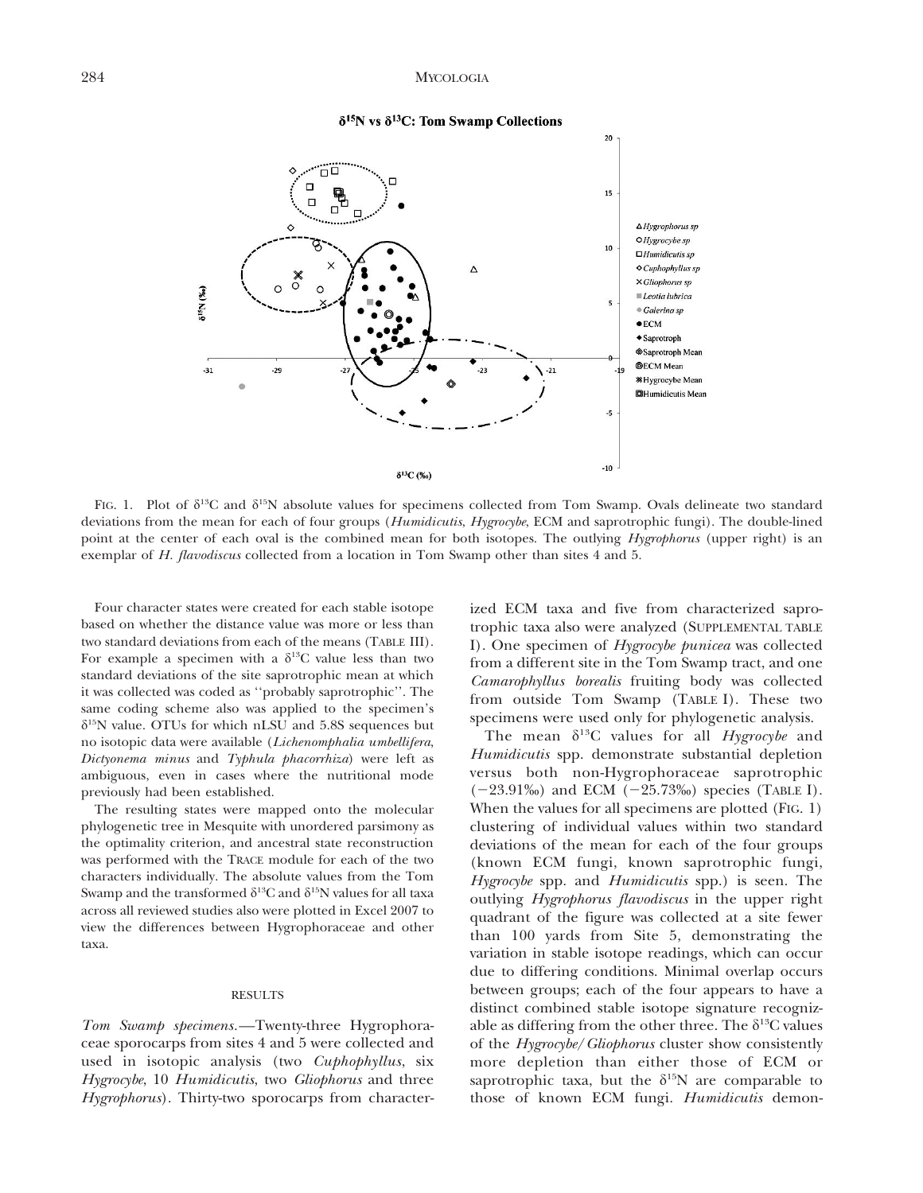FIG. 1. Plot of $\delta^{13}C$ and $\delta^{15}N$ absolute values for specimens collected from Tom Swamp. Ovals delineate two standard deviations from the mean for each of four groups (*Humidicutis*, *Hygrocybe*, ECM and saprotrophic fungi). The double-lined point at the center of each oval is the combined mean for both isotopes. The outlying *Hygrophorus* (upper right) is an exemplar of *H. flavodiscus* collected from a location in Tom Swamp other than sites 4 and 5.

Four character states were created for each stable isotope based on whether the distance value was more or less than two standard deviations from each of the means (TABLE III). For example a specimen with a $\delta^{13}C$ value less than two standard deviations of the site saprotrophic mean at which it was collected was coded as ''probably saprotrophic''. The same coding scheme also was applied to the specimen's $\delta^{15}N$ value. OTUs for which nLSU and 5.8S sequences but no isotopic data were available (*Lichenomphalia umbellifera*, *Dictyonema minus* and *Typhula phacorrhiza*) were left as ambiguous, even in cases where the nutritional mode previously had been established.

The resulting states were mapped onto the molecular phylogenetic tree in Mesquite with unordered parsimony as the optimality criterion, and ancestral state reconstruction was performed with the TRACE module for each of the two characters individually. The absolute values from the Tom Swamp and the transformed $\delta^{13}C$ and $\delta^{15}N$ values for all taxa across all reviewed studies also were plotted in Excel 2007 to view the differences between Hygrophoraceae and other taxa.

## RESULTS

*Tom Swamp specimens.*—Twenty-three Hygrophoraceae sporocarps from sites 4 and 5 were collected and used in isotopic analysis (two *Cuphophyllus*, six *Hygrocybe*, 10 *Humidicutis*, two *Gliophorus* and three *Hygrophorus*). Thirty-two sporocarps from characterized ECM taxa and five from characterized saprotrophic taxa also were analyzed (SUPPLEMENTAL TABLE I). One specimen of *Hygrocybe punicea* was collected from a different site in the Tom Swamp tract, and one *Camarophyllus borealis* fruiting body was collected from outside Tom Swamp (TABLE I). These two specimens were used only for phylogenetic analysis.

The mean $\delta^{13}C$ values for all *Hygrocybe* and *Humidicutis* spp. demonstrate substantial depletion versus both non-Hygrophoraceae saprotrophic (−23.91‰) and ECM (−25.73‰) species (TABLE I). When the values for all specimens are plotted (FIG. 1) clustering of individual values within two standard deviations of the mean for each of the four groups (known ECM fungi, known saprotrophic fungi, *Hygrocybe* spp. and *Humidicutis* spp.) is seen. The outlying *Hygrophorus flavodiscus* in the upper right quadrant of the figure was collected at a site fewer than 100 yards from Site 5, demonstrating the variation in stable isotope readings, which can occur due to differing conditions. Minimal overlap occurs between groups; each of the four appears to have a distinct combined stable isotope signature recognizable as differing from the other three. The $\delta^{13}C$ values of the *Hygrocybe*/*Gliophorus* cluster show consistently more depletion than either those of ECM or saprotrophic taxa, but the $\delta^{15}N$ are comparable to those of known ECM fungi. *Humidicutis* demon-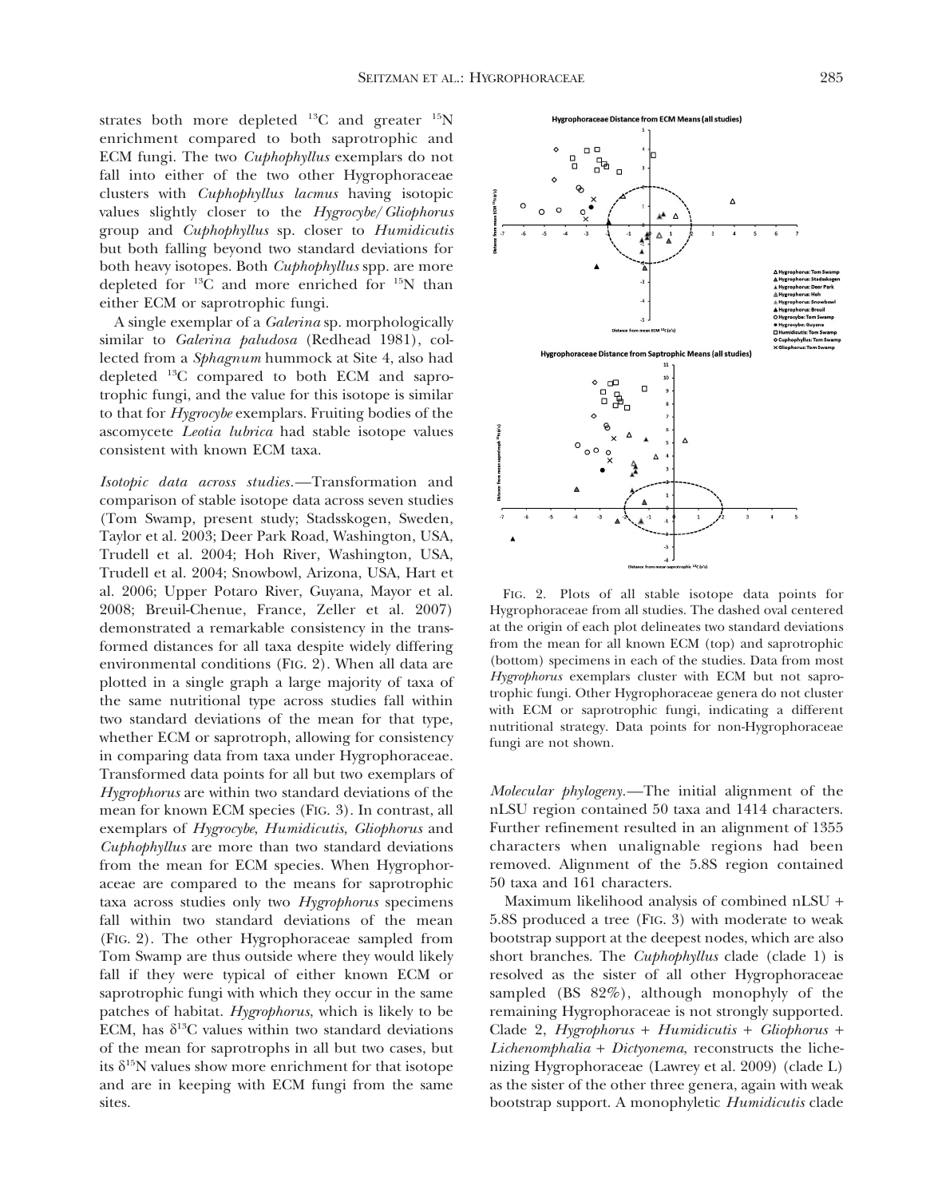strates both more depleted $^{13}C$ and greater $^{15}N$ enrichment compared to both saprotrophic and ECM fungi. The two *Cuphophyllus* exemplars do not fall into either of the two other Hygrophoraceae clusters with *Cuphophyllus lacmus* having isotopic values slightly closer to the *Hygrocybe/Gliophorus* group and *Cuphophyllus* sp. closer to *Humidicutis* but both falling beyond two standard deviations for both heavy isotopes. Both *Cuphophyllus* spp. are more depleted for $^{13}C$ and more enriched for $^{15}N$ than either ECM or saprotrophic fungi.

A single exemplar of a *Galerina* sp. morphologically similar to *Galerina paludosa* (Redhead 1981), collected from a *Sphagnum* hummock at Site 4, also had depleted $^{13}C$ compared to both ECM and saprotrophic fungi, and the value for this isotope is similar to that for *Hygrocybe* exemplars. Fruiting bodies of the ascomycete *Leotia lubrica* had stable isotope values consistent with known ECM taxa.

*Isotopic data across studies.*—Transformation and comparison of stable isotope data across seven studies (Tom Swamp, present study; Stadsskogen, Sweden, Taylor et al. 2003; Deer Park Road, Washington, USA, Trudell et al. 2004; Hoh River, Washington, USA, Trudell et al. 2004; Snowbowl, Arizona, USA, Hart et al. 2006; Upper Potaro River, Guyana, Mayor et al. 2008; Breuil-Chenue, France, Zeller et al. 2007) demonstrated a remarkable consistency in the transformed distances for all taxa despite widely differing environmental conditions (FIG. 2). When all data are plotted in a single graph a large majority of taxa of the same nutritional type across studies fall within two standard deviations of the mean for that type, whether ECM or saprotroph, allowing for consistency in comparing data from taxa under Hygrophoraceae. Transformed data points for all but two exemplars of *Hygrophorus* are within two standard deviations of the mean for known ECM species (FIG. 3). In contrast, all exemplars of *Hygrocybe*, *Humidicutis*, *Gliophorus* and *Cuphophyllus* are more than two standard deviations from the mean for ECM species. When Hygrophoraceae are compared to the means for saprotrophic taxa across studies only two *Hygrophorus* specimens fall within two standard deviations of the mean (FIG. 2). The other Hygrophoraceae sampled from Tom Swamp are thus outside where they would likely fall if they were typical of either known ECM or saprotrophic fungi with which they occur in the same patches of habitat. *Hygrophorus*, which is likely to be ECM, has $\delta^{13}C$ values within two standard deviations of the mean for saprotrophs in all but two cases, but its $\delta^{15}N$ values show more enrichment for that isotope and are in keeping with ECM fungi from the same sites.

FIG. 2. Plots of all stable isotope data points for Hygrophoraceae from all studies. The dashed oval centered at the origin of each plot delineates two standard deviations from the mean for all known ECM (top) and saprotrophic (bottom) specimens in each of the studies. Data from most *Hygrophorus* exemplars cluster with ECM but not saprotrophic fungi. Other Hygrophoraceae genera do not cluster with ECM or saprotrophic fungi, indicating a different nutritional strategy. Data points for non-Hygrophoraceae fungi are not shown.

*Molecular phylogeny.*—The initial alignment of the nLSU region contained 50 taxa and 1414 characters. Further refinement resulted in an alignment of 1355 characters when unalignable regions had been removed. Alignment of the 5.8S region contained 50 taxa and 161 characters.

Maximum likelihood analysis of combined nLSU + 5.8S produced a tree (FIG. 3) with moderate to weak bootstrap support at the deepest nodes, which are also short branches. The *Cuphophyllus* clade (clade 1) is resolved as the sister of all other Hygrophoraceae sampled (BS 82%), although monophyly of the remaining Hygrophoraceae is not strongly supported. Clade 2, *Hygrophorus* + *Humidicutis* + *Gliophorus* + *Lichenomphalia* + *Dictyonema*, reconstructs the lichenizing Hygrophoraceae (Lawrey et al. 2009) (clade L) as the sister of the other three genera, again with weak bootstrap support. A monophyletic *Humidicutis* clade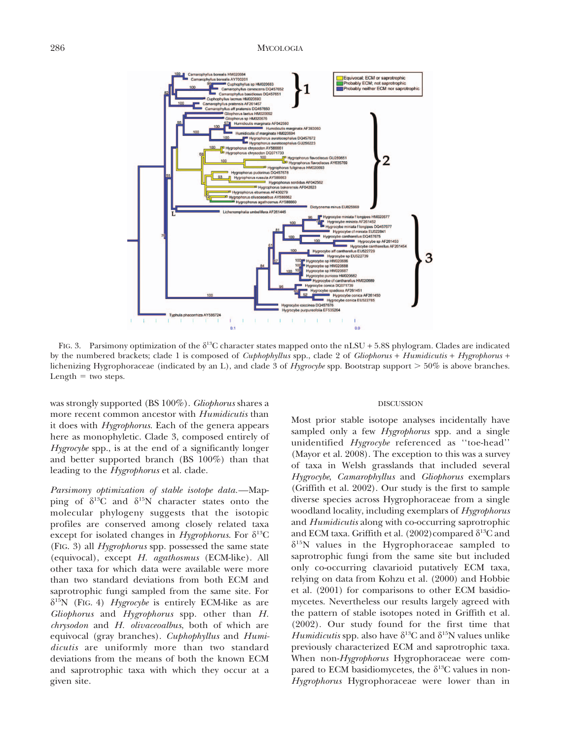FIG. 3. Parsimony optimization of the $\delta^{13}C$ character states mapped onto the nLSU + 5.8S phylogram. Clades are indicated by the numbered brackets; clade 1 is composed of *Cuphophyllus* spp., clade 2 of *Gliophorus* + *Humidicutis* + *Hygrophorus* + lichenizing Hygrophoraceae (indicated by an L), and clade 3 of *Hygrocybe* spp. Bootstrap support > 50% is above branches. Length = two steps.

was strongly supported (BS 100%). *Gliophorus* shares a more recent common ancestor with *Humidicutis* than it does with *Hygrophorus*. Each of the genera appears here as monophyletic. Clade 3, composed entirely of *Hygrocybe* spp., is at the end of a significantly longer and better supported branch (BS 100%) than that leading to the *Hygrophorus* et al. clade.

*Parsimony optimization of stable isotope data.*—Mapping of $\delta^{13}C$ and $\delta^{15}N$ character states onto the molecular phylogeny suggests that the isotopic profiles are conserved among closely related taxa except for isolated changes in *Hygrophorus*. For $\delta^{13}C$ (FIG. 3) all *Hygrophorus* spp. possessed the same state (equivocal), except *H. agathosmus* (ECM-like). All other taxa for which data were available were more than two standard deviations from both ECM and saprotrophic fungi sampled from the same site. For $\delta^{15}N$ (FIG. 4) *Hygrocybe* is entirely ECM-like as are *Gliophorus* and *Hygrophorus* spp. other than *H. chrysodon* and *H. olivaceoalbus*, both of which are equivocal (gray branches). *Cuphophyllus* and *Humidicutis* are uniformly more than two standard deviations from the means of both the known ECM and saprotrophic taxa with which they occur at a given site.

## DISCUSSION

Most prior stable isotope analyses incidentally have sampled only a few *Hygrophorus* spp. and a single unidentified *Hygrocybe* referenced as ''toe-head'' (Mayor et al. 2008). The exception to this was a survey of taxa in Welsh grasslands that included several *Hygrocybe*, *Camarophyllus* and *Gliophorus* exemplars (Griffith et al. 2002). Our study is the first to sample diverse species across Hygrophoraceae from a single woodland locality, including exemplars of *Hygrophorus* and *Humidicutis* along with co-occurring saprotrophic and ECM taxa. Griffith et al. (2002) compared $\delta^{13}C$ and $\delta^{15}N$ values in the Hygrophoraceae sampled to saprotrophic fungi from the same site but included only co-occurring clavarioid putatively ECM taxa, relying on data from Kohzu et al. (2000) and Hobbie et al. (2001) for comparisons to other ECM basidiomycetes. Nevertheless our results largely agreed with the pattern of stable isotopes noted in Griffith et al. (2002). Our study found for the first time that *Humidicutis* spp. also have $\delta^{13}C$ and $\delta^{15}N$ values unlike previously characterized ECM and saprotrophic taxa. When non-*Hygrophorus* Hygrophoraceae were compared to ECM basidiomycetes, the $\delta^{13}C$ values in non-*Hygrophorus* Hygrophoraceae were lower than in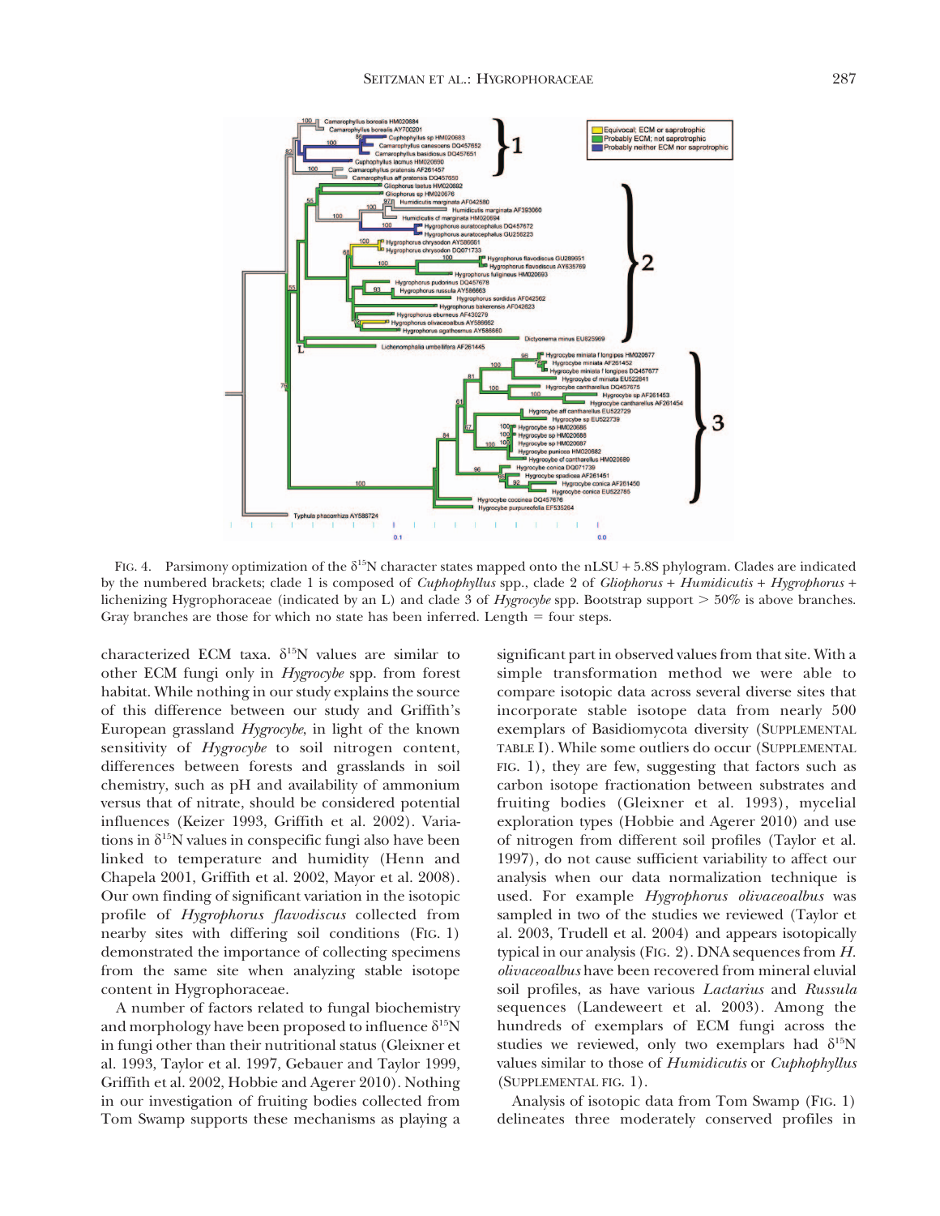FIG. 4. Parsimony optimization of the $\delta^{15}N$ character states mapped onto the nLSU + 5.8S phylogram. Clades are indicated by the numbered brackets; clade 1 is composed of *Cuphophyllus* spp., clade 2 of *Gliophorus* + *Humidicutis* + *Hygrophorus* + lichenizing Hygrophoraceae (indicated by an L) and clade 3 of *Hygrocybe* spp. Bootstrap support > 50% is above branches. Gray branches are those for which no state has been inferred. Length = four steps.

characterized ECM taxa. $\delta^{15}N$ values are similar to other ECM fungi only in *Hygrocybe* spp. from forest habitat. While nothing in our study explains the source of this difference between our study and Griffith's European grassland *Hygrocybe*, in light of the known sensitivity of *Hygrocybe* to soil nitrogen content, differences between forests and grasslands in soil chemistry, such as pH and availability of ammonium versus that of nitrate, should be considered potential influences (Keizer 1993, Griffith et al. 2002). Variations in $\delta^{15}N$ values in conspecific fungi also have been linked to temperature and humidity (Henn and Chapela 2001, Griffith et al. 2002, Mayor et al. 2008). Our own finding of significant variation in the isotopic profile of *Hygrophorus flavodiscus* collected from nearby sites with differing soil conditions (FIG. 1) demonstrated the importance of collecting specimens from the same site when analyzing stable isotope content in Hygrophoraceae.

A number of factors related to fungal biochemistry and morphology have been proposed to influence $\delta^{15}N$ in fungi other than their nutritional status (Gleixner et al. 1993, Taylor et al. 1997, Gebauer and Taylor 1999, Griffith et al. 2002, Hobbie and Agerer 2010). Nothing in our investigation of fruiting bodies collected from Tom Swamp supports these mechanisms as playing a significant part in observed values from that site. With a simple transformation method we were able to compare isotopic data across several diverse sites that incorporate stable isotope data from nearly 500 exemplars of Basidiomycota diversity (SUPPLEMENTAL TABLE I). While some outliers do occur (SUPPLEMENTAL FIG. 1), they are few, suggesting that factors such as carbon isotope fractionation between substrates and fruiting bodies (Gleixner et al. 1993), mycelial exploration types (Hobbie and Agerer 2010) and use of nitrogen from different soil profiles (Taylor et al. 1997), do not cause sufficient variability to affect our analysis when our data normalization technique is used. For example *Hygrophorus olivaceoalbus* was sampled in two of the studies we reviewed (Taylor et al. 2003, Trudell et al. 2004) and appears isotopically typical in our analysis (FIG. 2). DNA sequences from *H. olivaceoalbus* have been recovered from mineral eluvial soil profiles, as have various *Lactarius* and *Russula* sequences (Landeweert et al. 2003). Among the hundreds of exemplars of ECM fungi across the studies we reviewed, only two exemplars had $\delta^{15}N$ values similar to those of *Humidicutis* or *Cuphophyllus* (SUPPLEMENTAL FIG. 1).

Analysis of isotopic data from Tom Swamp (FIG. 1) delineates three moderately conserved profiles in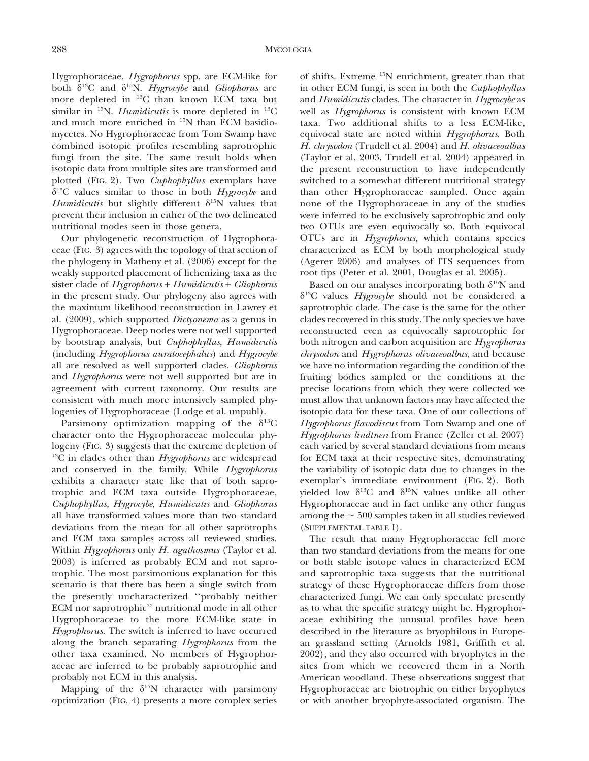Hygrophoraceae. *Hygrophorus* spp. are ECM-like for both $\delta^{13}C$ and $\delta^{15}N$. *Hygrocybe* and *Gliophorus* are more depleted in $^{13}C$ than known ECM taxa but similar in $^{15}N$. *Humidicutis* is more depleted in $^{13}C$ and much more enriched in $^{15}N$ than ECM basidiomycetes. No Hygrophoraceae from Tom Swamp have combined isotopic profiles resembling saprotrophic fungi from the site. The same result holds when isotopic data from multiple sites are transformed and plotted (FIG. 2). Two *Cuphophyllus* exemplars have $\delta^{13}C$ values similar to those in both *Hygrocybe* and *Humidicutis* but slightly different $\delta^{15}N$ values that prevent their inclusion in either of the two delineated nutritional modes seen in those genera.

Our phylogenetic reconstruction of Hygrophoraceae (FIG. 3) agrees with the topology of that section of the phylogeny in Matheny et al. (2006) except for the weakly supported placement of lichenizing taxa as the sister clade of *Hygrophorus* + *Humidicutis* + *Gliophorus* in the present study. Our phylogeny also agrees with the maximum likelihood reconstruction in Lawrey et al. (2009), which supported *Dictyonema* as a genus in Hygrophoraceae. Deep nodes were not well supported by bootstrap analysis, but *Cuphophyllus*, *Humidicutis* (including *Hygrophorus auratocephalus*) and *Hygrocybe* all are resolved as well supported clades. *Gliophorus* and *Hygrophorus* were not well supported but are in agreement with current taxonomy. Our results are consistent with much more intensively sampled phylogenies of Hygrophoraceae (Lodge et al. unpubl).

Parsimony optimization mapping of the $\delta^{13}C$ character onto the Hygrophoraceae molecular phylogeny (FIG. 3) suggests that the extreme depletion of $^{13}C$ in clades other than *Hygrophorus* are widespread and conserved in the family. While *Hygrophorus* exhibits a character state like that of both saprotrophic and ECM taxa outside Hygrophoraceae, *Cuphophyllus*, *Hygrocybe*, *Humidicutis* and *Gliophorus* all have transformed values more than two standard deviations from the mean for all other saprotrophs and ECM taxa samples across all reviewed studies. Within *Hygrophorus* only *H. agathosmus* (Taylor et al. 2003) is inferred as probably ECM and not saprotrophic. The most parsimonious explanation for this scenario is that there has been a single switch from the presently uncharacterized ''probably neither ECM nor saprotrophic'' nutritional mode in all other Hygrophoraceae to the more ECM-like state in *Hygrophorus*. The switch is inferred to have occurred along the branch separating *Hygrophorus* from the other taxa examined. No members of Hygrophoraceae are inferred to be probably saprotrophic and probably not ECM in this analysis.

Mapping of the $\delta^{15}N$ character with parsimony optimization (FIG. 4) presents a more complex series of shifts. Extreme $^{15}N$ enrichment, greater than that in other ECM fungi, is seen in both the *Cuphophyllus* and *Humidicutis* clades. The character in *Hygrocybe* as well as *Hygrophorus* is consistent with known ECM taxa. Two additional shifts to a less ECM-like, equivocal state are noted within *Hygrophorus*. Both *H. chrysodon* (Trudell et al. 2004) and *H. olivaceoalbus* (Taylor et al. 2003, Trudell et al. 2004) appeared in the present reconstruction to have independently switched to a somewhat different nutritional strategy than other Hygrophoraceae sampled. Once again none of the Hygrophoraceae in any of the studies were inferred to be exclusively saprotrophic and only two OTUs are even equivocally so. Both equivocal OTUs are in *Hygrophorus*, which contains species characterized as ECM by both morphological study (Agerer 2006) and analyses of ITS sequences from root tips (Peter et al. 2001, Douglas et al. 2005).

Based on our analyses incorporating both $\delta^{15}N$ and $\delta^{13}C$ values *Hygrocybe* should not be considered a saprotrophic clade. The case is the same for the other clades recovered in this study. The only species we have reconstructed even as equivocally saprotrophic for both nitrogen and carbon acquisition are *Hygrophorus chrysodon* and *Hygrophorus olivaceoalbus*, and because we have no information regarding the condition of the fruiting bodies sampled or the conditions at the precise locations from which they were collected we must allow that unknown factors may have affected the isotopic data for these taxa. One of our collections of *Hygrophorus flavodiscus* from Tom Swamp and one of *Hygrophorus lindtneri* from France (Zeller et al. 2007) each varied by several standard deviations from means for ECM taxa at their respective sites, demonstrating the variability of isotopic data due to changes in the exemplar's immediate environment (FIG. 2). Both yielded low $\delta^{13}C$ and $\delta^{15}N$ values unlike all other Hygrophoraceae and in fact unlike any other fungus among the $\sim$ 500 samples taken in all studies reviewed (SUPPLEMENTAL TABLE I).

The result that many Hygrophoraceae fell more than two standard deviations from the means for one or both stable isotope values in characterized ECM and saprotrophic taxa suggests that the nutritional strategy of these Hygrophoraceae differs from those characterized fungi. We can only speculate presently as to what the specific strategy might be. Hygrophoraceae exhibiting the unusual profiles have been described in the literature as bryophilous in European grassland setting (Arnolds 1981, Griffith et al. 2002), and they also occurred with bryophytes in the sites from which we recovered them in a North American woodland. These observations suggest that Hygrophoraceae are biotrophic on either bryophytes or with another bryophyte-associated organism. The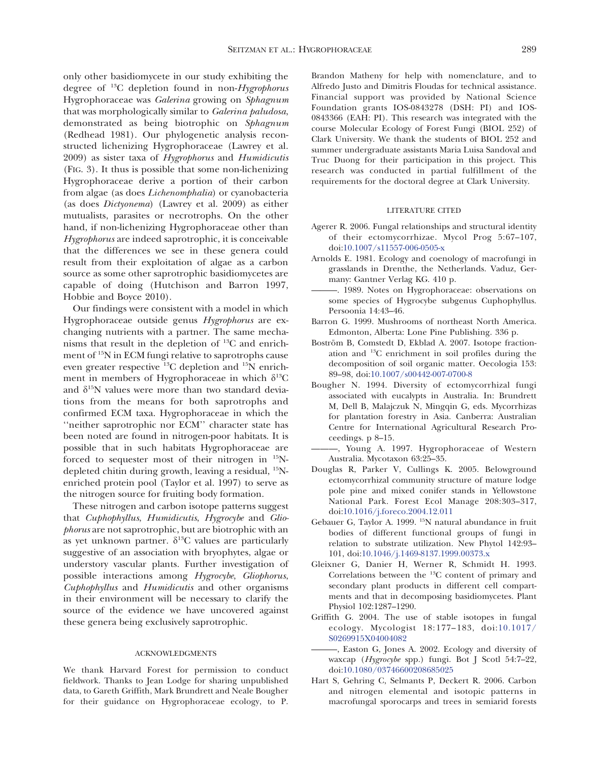only other basidiomycete in our study exhibiting the degree of $^{13}C$ depletion found in non-*Hygrophorus* Hygrophoraceae was *Galerina* growing on *Sphagnum* that was morphologically similar to *Galerina paludosa*, demonstrated as being biotrophic on *Sphagnum* (Redhead 1981). Our phylogenetic analysis reconstructed lichenizing Hygrophoraceae (Lawrey et al. 2009) as sister taxa of *Hygrophorus* and *Humidicutis* (FIG. 3). It thus is possible that some non-lichenizing Hygrophoraceae derive a portion of their carbon from algae (as does *Lichenomphalia*) or cyanobacteria (as does *Dictyonema*) (Lawrey et al. 2009) as either mutualists, parasites or necrotrophs. On the other hand, if non-lichenizing Hygrophoraceae other than *Hygrophorus* are indeed saprotrophic, it is conceivable that the differences we see in these genera could result from their exploitation of algae as a carbon source as some other saprotrophic basidiomycetes are capable of doing (Hutchison and Barron 1997, Hobbie and Boyce 2010).

Our findings were consistent with a model in which Hygrophoraceae outside genus *Hygrophorus* are exchanging nutrients with a partner. The same mechanisms that result in the depletion of $^{13}C$ and enrichment of $^{15}N$ in ECM fungi relative to saprotrophs cause even greater respective $^{13}C$ depletion and $^{15}N$ enrichment in members of Hygrophoraceae in which $\delta^{13}C$ and $\delta^{15}N$ values were more than two standard deviations from the means for both saprotrophs and confirmed ECM taxa. Hygrophoraceae in which the ''neither saprotrophic nor ECM'' character state has been noted are found in nitrogen-poor habitats. It is possible that in such habitats Hygrophoraceae are forced to sequester most of their nitrogen in $^{15}N$-depleted chitin during growth, leaving a residual, $^{15}N$-enriched protein pool (Taylor et al. 1997) to serve as the nitrogen source for fruiting body formation.

These nitrogen and carbon isotope patterns suggest that *Cuphophyllus*, *Humidicutis*, *Hygrocybe* and *Gliophorus* are not saprotrophic, but are biotrophic with an as yet unknown partner. $\delta^{13}C$ values are particularly suggestive of an association with bryophytes, algae or understory vascular plants. Further investigation of possible interactions among *Hygrocybe*, *Gliophorus*, *Cuphophyllus* and *Humidicutis* and other organisms in their environment will be necessary to clarify the source of the evidence we have uncovered against these genera being exclusively saprotrophic.

## ACKNOWLEDGMENTS

We thank Harvard Forest for permission to conduct fieldwork. Thanks to Jean Lodge for sharing unpublished data, to Gareth Griffith, Mark Brundrett and Neale Bougher for their guidance on Hygrophoraceae ecology, to P. Brandon Matheny for help with nomenclature, and to Alfredo Justo and Dimitris Floudas for technical assistance. Financial support was provided by National Science Foundation grants IOS-0843278 (DSH: PI) and IOS-0843366 (EAH: PI). This research was integrated with the course Molecular Ecology of Forest Fungi (BIOL 252) of Clark University. We thank the students of BIOL 252 and summer undergraduate assistants Maria Luisa Sandoval and Truc Duong for their participation in this project. This research was conducted in partial fulfillment of the requirements for the doctoral degree at Clark University.

## LITERATURE CITED

Agerer R. 2006. Fungal relationships and structural identity of their ectomycorrhizae. Mycol Prog 5:67–107, doi:10.1007/s11557-006-0505-x

Arnolds E. 1981. Ecology and coenology of macrofungi in grasslands in Drenthe, the Netherlands. Vaduz, Germany: Gantner Verlag KG. 410 p.

———. 1989. Notes on Hygrophoraceae: observations on some species of Hygrocybe subgenus Cuphophyllus. Persoonia 14:43–46.

Barron G. 1999. Mushrooms of northeast North America. Edmonton, Alberta: Lone Pine Publishing. 336 p.

Boström B, Comstedt D, Ekblad A. 2007. Isotope fractionation and $^{13}C$ enrichment in soil profiles during the decomposition of soil organic matter. Oecologia 153: 89–98, doi:10.1007/s00442-007-0700-8

Bougher N. 1994. Diversity of ectomycorrhizal fungi associated with eucalypts in Australia. In: Brundrett M, Dell B, Malajczuk N, Mingqin G, eds. Mycorrhizas for plantation forestry in Asia. Canberra: Australian Centre for International Agricultural Research Proceedings. p 8–15.

———, Young A. 1997. Hygrophoraceae of Western Australia. Mycotaxon 63:25–35.

Douglas R, Parker V, Cullings K. 2005. Belowground ectomycorrhizal community structure of mature lodge pole pine and mixed conifer stands in Yellowstone National Park. Forest Ecol Manage 208:303–317, doi:10.1016/j.foreco.2004.12.011

Gebauer G, Taylor A. 1999. $^{15}N$ natural abundance in fruit bodies of different functional groups of fungi in relation to substrate utilization. New Phytol 142:93–101, doi:10.1046/j.1469-8137.1999.00373.x

Gleixner G, Danier H, Werner R, Schmidt H. 1993. Correlations between the $^{13}C$ content of primary and secondary plant products in different cell compartments and that in decomposing basidiomycetes. Plant Physiol 102:1287–1290.

Griffith G. 2004. The use of stable isotopes in fungal ecology. Mycologist 18:177–183, doi:10.1017/S0269915X04004082

———, Easton G, Jones A. 2002. Ecology and diversity of waxcap (*Hygrocybe* spp.) fungi. Bot J Scotl 54:7–22, doi:10.1080/03746600208685025

Hart S, Gehring C, Selmants P, Deckert R. 2006. Carbon and nitrogen elemental and isotopic patterns in macrofungal sporocarps and trees in semiarid forests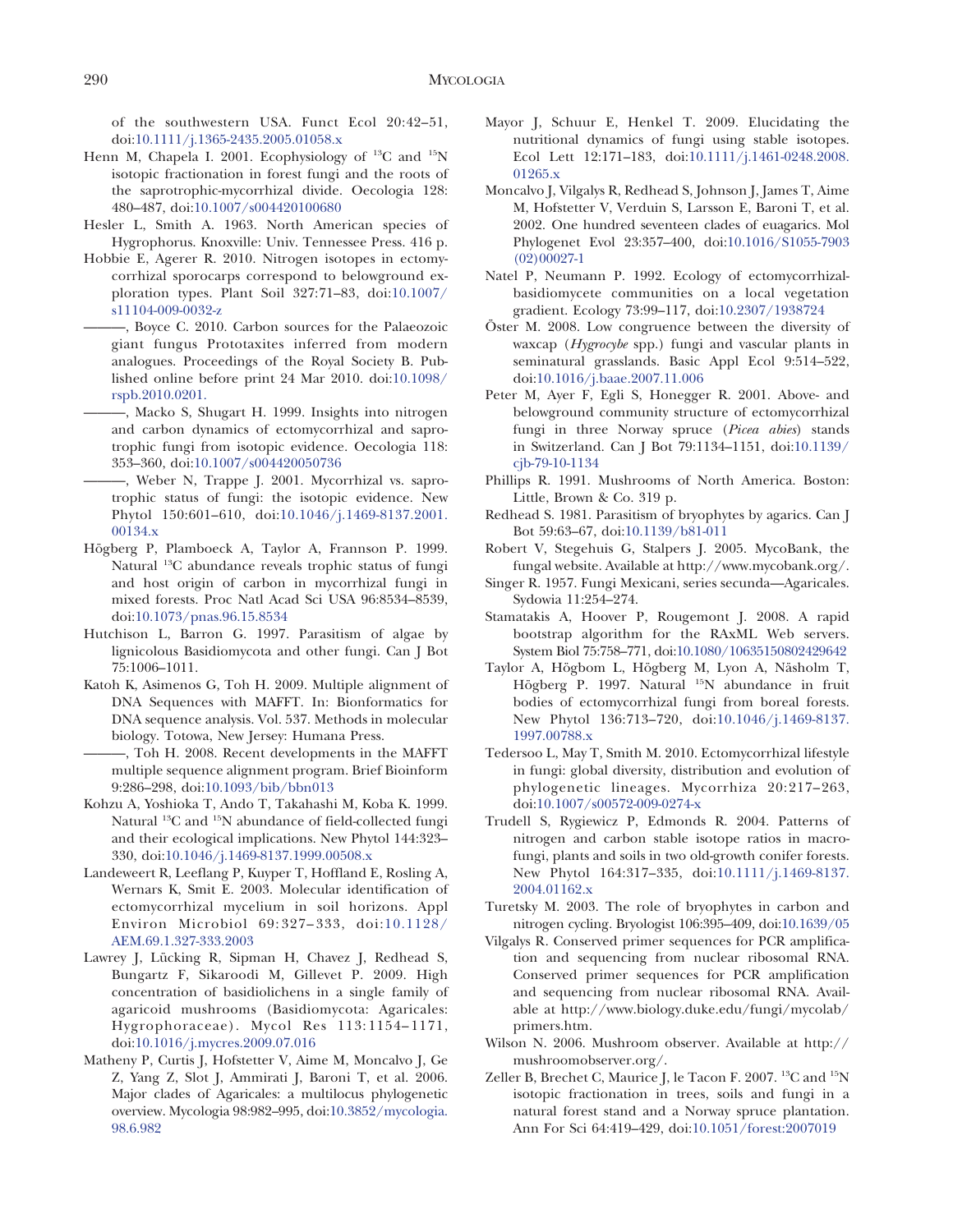of the southwestern USA. Funct Ecol 20:42–51, doi:10.1111/j.1365-2435.2005.01058.x

Henn M, Chapela I. 2001. Ecophysiology of $^{13}C$ and $^{15}N$ isotopic fractionation in forest fungi and the roots of the saprotrophic-mycorrhizal divide. Oecologia 128: 480–487, doi:10.1007/s004420100680

Hesler L, Smith A. 1963. North American species of Hygrophorus. Knoxville: Univ. Tennessee Press. 416 p.

Hobbie E, Agerer R. 2010. Nitrogen isotopes in ectomycorrhizal sporocarps correspond to belowground exploration types. Plant Soil 327:71–83, doi:10.1007/s11104-009-0032-z

———, Boyce C. 2010. Carbon sources for the Palaeozoic giant fungus Prototaxites inferred from modern analogues. Proceedings of the Royal Society B. Published online before print 24 Mar 2010. doi:10.1098/rspb.2010.0201.

———, Macko S, Shugart H. 1999. Insights into nitrogen and carbon dynamics of ectomycorrhizal and saprotrophic fungi from isotopic evidence. Oecologia 118: 353–360, doi:10.1007/s004420050736

———, Weber N, Trappe J. 2001. Mycorrhizal vs. saprotrophic status of fungi: the isotopic evidence. New Phytol 150:601–610, doi:10.1046/j.1469-8137.2001.00134.x

Högberg P, Plamboeck A, Taylor A, Fransson P. 1999. Natural $^{13}C$ abundance reveals trophic status of fungi and host origin of carbon in mycorrhizal fungi in mixed forests. Proc Natl Acad Sci USA 96:8534–8539, doi:10.1073/pnas.96.15.8534

Hutchison L, Barron G. 1997. Parasitism of algae by lignicolous Basidiomycota and other fungi. Can J Bot 75:1006–1011.

Katoh K, Asimenos G, Toh H. 2009. Multiple alignment of DNA Sequences with MAFFT. In: Bionformatics for DNA sequence analysis. Vol. 537. Methods in molecular biology. Totowa, New Jersey: Humana Press.

———, Toh H. 2008. Recent developments in the MAFFT multiple sequence alignment program. Brief Bioinform 9:286–298, doi:10.1093/bib/bbn013

Kohzu A, Yoshioka T, Ando T, Takahashi M, Koba K. 1999. Natural $^{13}C$ and $^{15}N$ abundance of field-collected fungi and their ecological implications. New Phytol 144:323–330, doi:10.1046/j.1469-8137.1999.00508.x

Landeweert R, Leeflang P, Kuyper T, Hoffland E, Rosling A, Wernars K, Smit E. 2003. Molecular identification of ectomycorrhizal mycelium in soil horizons. Appl Environ Microbiol 69:327–333, doi:10.1128/AEM.69.1.327-333.2003

Lawrey J, Lücking R, Sipman H, Chavez J, Redhead S, Bungartz F, Sikaroodi M, Gillevet P. 2009. High concentration of basidiolichens in a single family of agaricoid mushrooms (Basidiomycota: Agaricales: Hygrophoraceae). Mycol Res 113:1154–1171, doi:10.1016/j.mycres.2009.07.016

Matheny P, Curtis J, Hofstetter V, Aime M, Moncalvo J, Ge Z, Yang Z, Slot J, Ammirati J, Baroni T, et al. 2006. Major clades of Agaricales: a multilocus phylogenetic overview. Mycologia 98:982–995, doi:10.3852/mycologia.98.6.982

Mayor J, Schuur E, Henkel T. 2009. Elucidating the nutritional dynamics of fungi using stable isotopes. Ecol Lett 12:171–183, doi:10.1111/j.1461-0248.2008.01265.x

Moncalvo J, Vilgalys R, Redhead S, Johnson J, James T, Aime M, Hofstetter V, Verduin S, Larsson E, Baroni T, et al. 2002. One hundred seventeen clades of euagarics. Mol Phylogenet Evol 23:357–400, doi:10.1016/S1055-7903(02)00027-1

Natel P, Neumann P. 1992. Ecology of ectomycorrhizal-basidiomycete communities on a local vegetation gradient. Ecology 73:99–117, doi:10.2307/1938724

Öster M. 2008. Low congruence between the diversity of waxcap (*Hygrocybe* spp.) fungi and vascular plants in seminatural grasslands. Basic Appl Ecol 9:514–522, doi:10.1016/j.baae.2007.11.006

Peter M, Ayer F, Egli S, Honegger R. 2001. Above- and belowground community structure of ectomycorrhizal fungi in three Norway spruce (*Picea abies*) stands in Switzerland. Can J Bot 79:1134–1151, doi:10.1139/cjb-79-10-1134

Phillips R. 1991. Mushrooms of North America. Boston: Little, Brown & Co. 319 p.

Redhead S. 1981. Parasitism of bryophytes by agarics. Can J Bot 59:63–67, doi:10.1139/b81-011

Robert V, Stegehuis G, Stalpers J. 2005. MycoBank, the fungal website. Available at http://www.mycobank.org/.

Singer R. 1957. Fungi Mexicani, series secunda—Agaricales. Sydowia 11:254–274.

Stamatakis A, Hoover P, Rougemont J. 2008. A rapid bootstrap algorithm for the RAxML Web servers. System Biol 75:758–771, doi:10.1080/10635150802429642

Taylor A, Högbom L, Högberg M, Lyon A, Näsholm T, Högberg P. 1997. Natural $^{15}N$ abundance in fruit bodies of ectomycorrhizal fungi from boreal forests. New Phytol 136:713–720, doi:10.1046/j.1469-8137.1997.00788.x

Tedersoo L, May T, Smith M. 2010. Ectomycorrhizal lifestyle in fungi: global diversity, distribution and evolution of phylogenetic lineages. Mycorrhiza 20:217–263, doi:10.1007/s00572-009-0274-x

Trudell S, Rygiewicz P, Edmonds R. 2004. Patterns of nitrogen and carbon stable isotope ratios in macrofungi, plants and soils in two old-growth conifer forests. New Phytol 164:317–335, doi:10.1111/j.1469-8137.2004.01162.x

Turetsky M. 2003. The role of bryophytes in carbon and nitrogen cycling. Bryologist 106:395–409, doi:10.1639/05

Vilgalys R. Conserved primer sequences for PCR amplification and sequencing from nuclear ribosomal RNA. Conserved primer sequences for PCR amplification and sequencing from nuclear ribosomal RNA. Available at http://www.biology.duke.edu/fungi/mycolab/primers.htm.

Wilson N. 2006. Mushroom observer. Available at http://mushroomobserver.org/.

Zeller B, Brechet C, Maurice J, le Tacon F. 2007. $^{13}C$ and $^{15}N$ isotopic fractionation in trees, soils and fungi in a natural forest stand and a Norway spruce plantation. Ann For Sci 64:419–429, doi:10.1051/forest:2007019